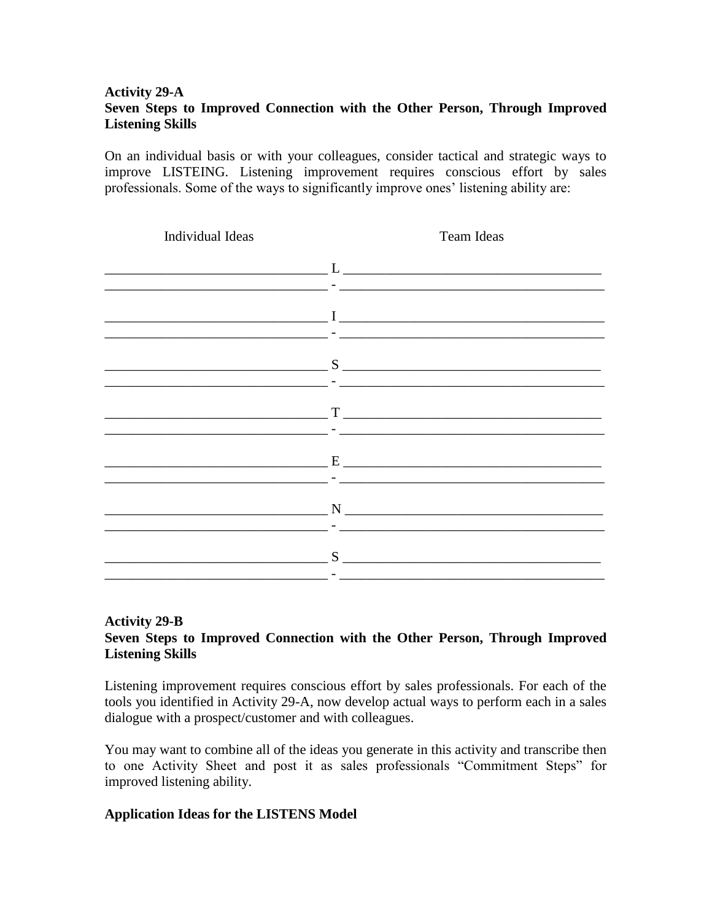**Activity 29-A**

**Seven Steps to Improved Connection with the Other Person, Through Improved Listening Skills**

On an individual basis or with your colleagues, consider tactical and strategic ways to improve LISTEING. Listening improvement requires conscious effort by sales professionals. Some of the ways to significantly improve ones' listening ability are:

| Individual Ideas | | Team Ideas |
| --- | --- | --- |
| ________________ | L | ________________ |
| ________________ | - | ________________ |
| ________________ | I | ________________ |
| ________________ | - | ________________ |
| ________________ | S | ________________ |
| ________________ | - | ________________ |
| ________________ | T | ________________ |
| ________________ | - | ________________ |
| ________________ | E | ________________ |
| ________________ | - | ________________ |
| ________________ | N | ________________ |
| ________________ | - | ________________ |
| ________________ | S | ________________ |
| ________________ | - | ________________ |

**Activity 29-B**

**Seven Steps to Improved Connection with the Other Person, Through Improved Listening Skills**

Listening improvement requires conscious effort by sales professionals. For each of the tools you identified in Activity 29-A, now develop actual ways to perform each in a sales dialogue with a prospect/customer and with colleagues.

You may want to combine all of the ideas you generate in this activity and transcribe then to one Activity Sheet and post it as sales professionals "Commitment Steps" for improved listening ability.

**Application Ideas for the LISTENS Model**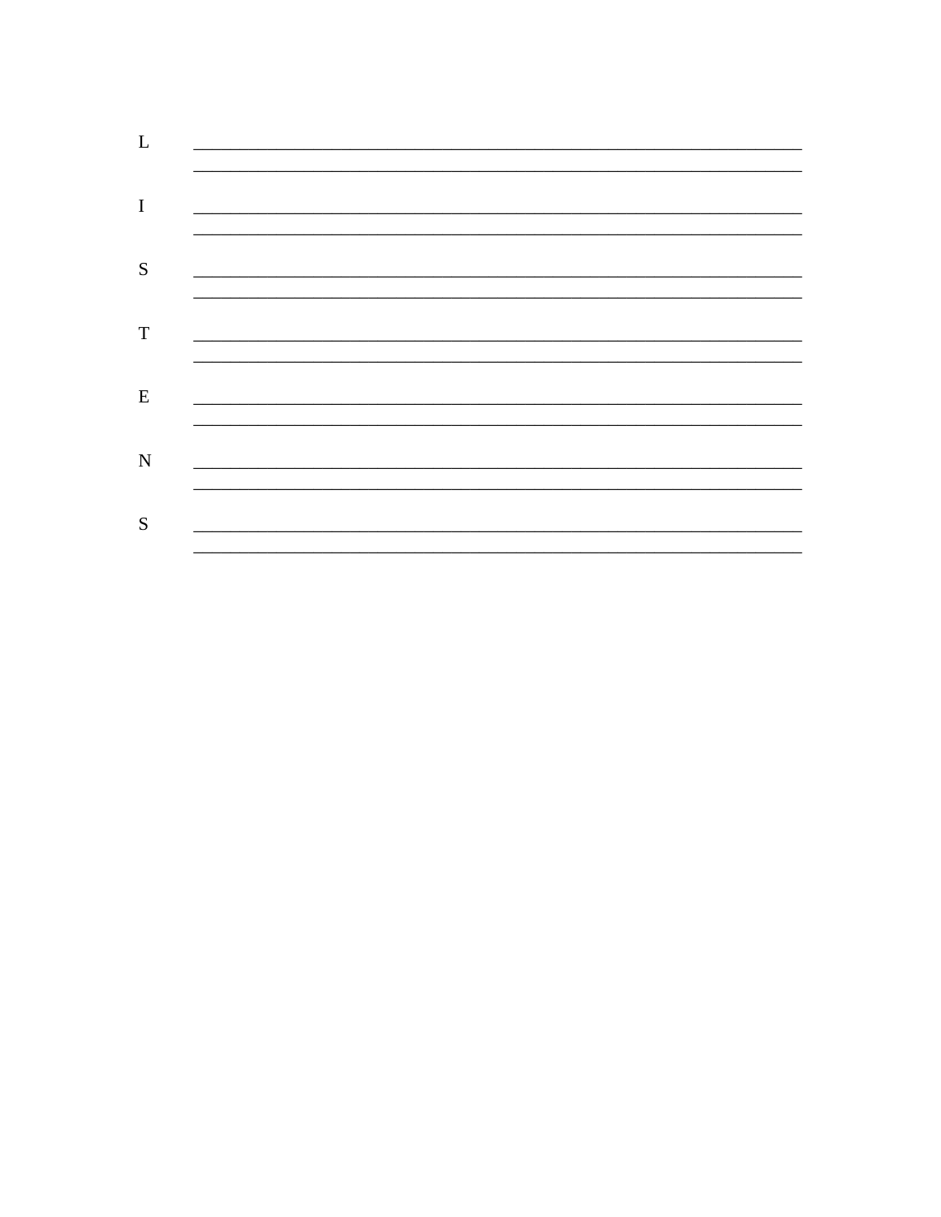L ______________________________________________________________________

______________________________________________________________________

I ______________________________________________________________________

______________________________________________________________________

S ______________________________________________________________________

______________________________________________________________________

T ______________________________________________________________________

______________________________________________________________________

E ______________________________________________________________________

______________________________________________________________________

N ______________________________________________________________________

______________________________________________________________________

S ______________________________________________________________________

______________________________________________________________________